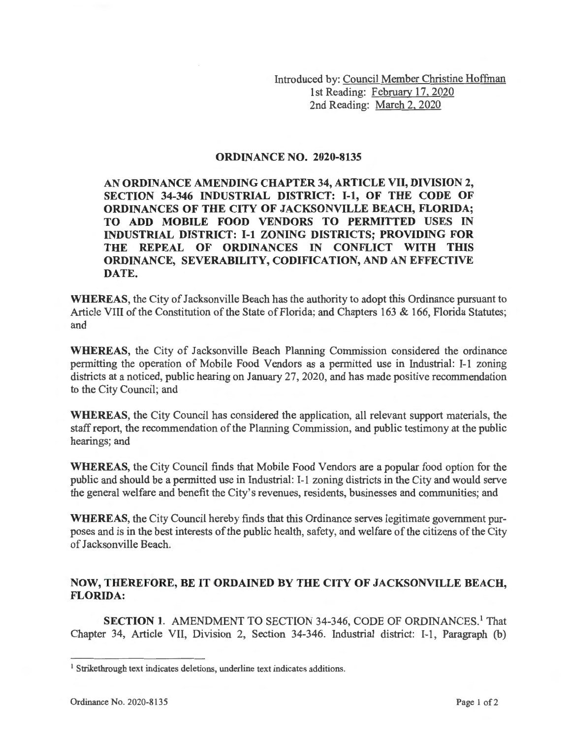Introduced by: Council Member Christine Hoffman
1st Reading: February 17, 2020
2nd Reading: March 2, 2020

## ORDINANCE NO. 2020-8135

**AN ORDINANCE AMENDING CHAPTER 34, ARTICLE VII, DIVISION 2, SECTION 34-346 INDUSTRIAL DISTRICT: I-1, OF THE CODE OF ORDINANCES OF THE CITY OF JACKSONVILLE BEACH, FLORIDA; TO ADD MOBILE FOOD VENDORS TO PERMITTED USES IN INDUSTRIAL DISTRICT: I-1 ZONING DISTRICTS; PROVIDING FOR THE REPEAL OF ORDINANCES IN CONFLICT WITH THIS ORDINANCE, SEVERABILITY, CODIFICATION, AND AN EFFECTIVE DATE.**

**WHEREAS**, the City of Jacksonville Beach has the authority to adopt this Ordinance pursuant to Article VIII of the Constitution of the State of Florida; and Chapters 163 & 166, Florida Statutes; and

**WHEREAS**, the City of Jacksonville Beach Planning Commission considered the ordinance permitting the operation of Mobile Food Vendors as a permitted use in Industrial: I-1 zoning districts at a noticed, public hearing on January 27, 2020, and has made positive recommendation to the City Council; and

**WHEREAS**, the City Council has considered the application, all relevant support materials, the staff report, the recommendation of the Planning Commission, and public testimony at the public hearings; and

**WHEREAS**, the City Council finds that Mobile Food Vendors are a popular food option for the public and should be a permitted use in Industrial: I-1 zoning districts in the City and would serve the general welfare and benefit the City's revenues, residents, businesses and communities; and

**WHEREAS**, the City Council hereby finds that this Ordinance serves legitimate government purposes and is in the best interests of the public health, safety, and welfare of the citizens of the City of Jacksonville Beach.

**NOW, THEREFORE, BE IT ORDAINED BY THE CITY OF JACKSONVILLE BEACH, FLORIDA:**

**SECTION 1**. AMENDMENT TO SECTION 34-346, CODE OF ORDINANCES.[1] That Chapter 34, Article VII, Division 2, Section 34-346. Industrial district: I-1, Paragraph (b)

---

[1] Strikethrough text indicates deletions, underline text indicates additions.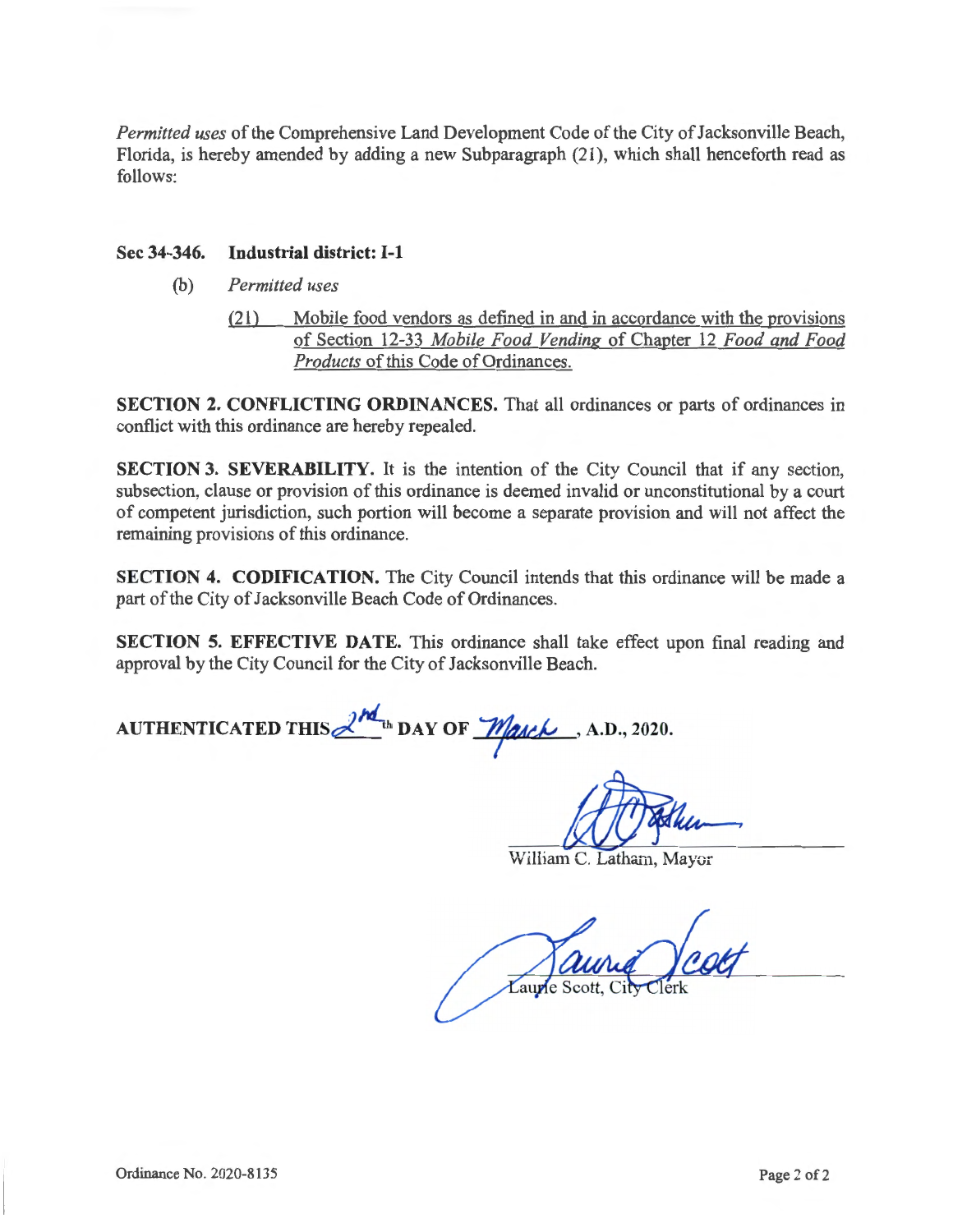*Permitted uses* of the Comprehensive Land Development Code of the City of Jacksonville Beach, Florida, is hereby amended by adding a new Subparagraph (21), which shall henceforth read as follows:

**Sec 34-346. Industrial district: I-1**

(b) *Permitted uses*

(21) Mobile food vendors as defined in and in accordance with the provisions of Section 12-33 *Mobile Food Vending* of Chapter 12 *Food and Food Products* of this Code of Ordinances.

**SECTION 2. CONFLICTING ORDINANCES.** That all ordinances or parts of ordinances in conflict with this ordinance are hereby repealed.

**SECTION 3. SEVERABILITY.** It is the intention of the City Council that if any section, subsection, clause or provision of this ordinance is deemed invalid or unconstitutional by a court of competent jurisdiction, such portion will become a separate provision and will not affect the remaining provisions of this ordinance.

**SECTION 4. CODIFICATION.** The City Council intends that this ordinance will be made a part of the City of Jacksonville Beach Code of Ordinances.

**SECTION 5. EFFECTIVE DATE.** This ordinance shall take effect upon final reading and approval by the City Council for the City of Jacksonville Beach.

**AUTHENTICATED THIS 2nd th DAY OF March, A.D., 2020.**

William C. Latham, Mayor

Laurie Scott, City Clerk

Ordinance No. 2020-8135